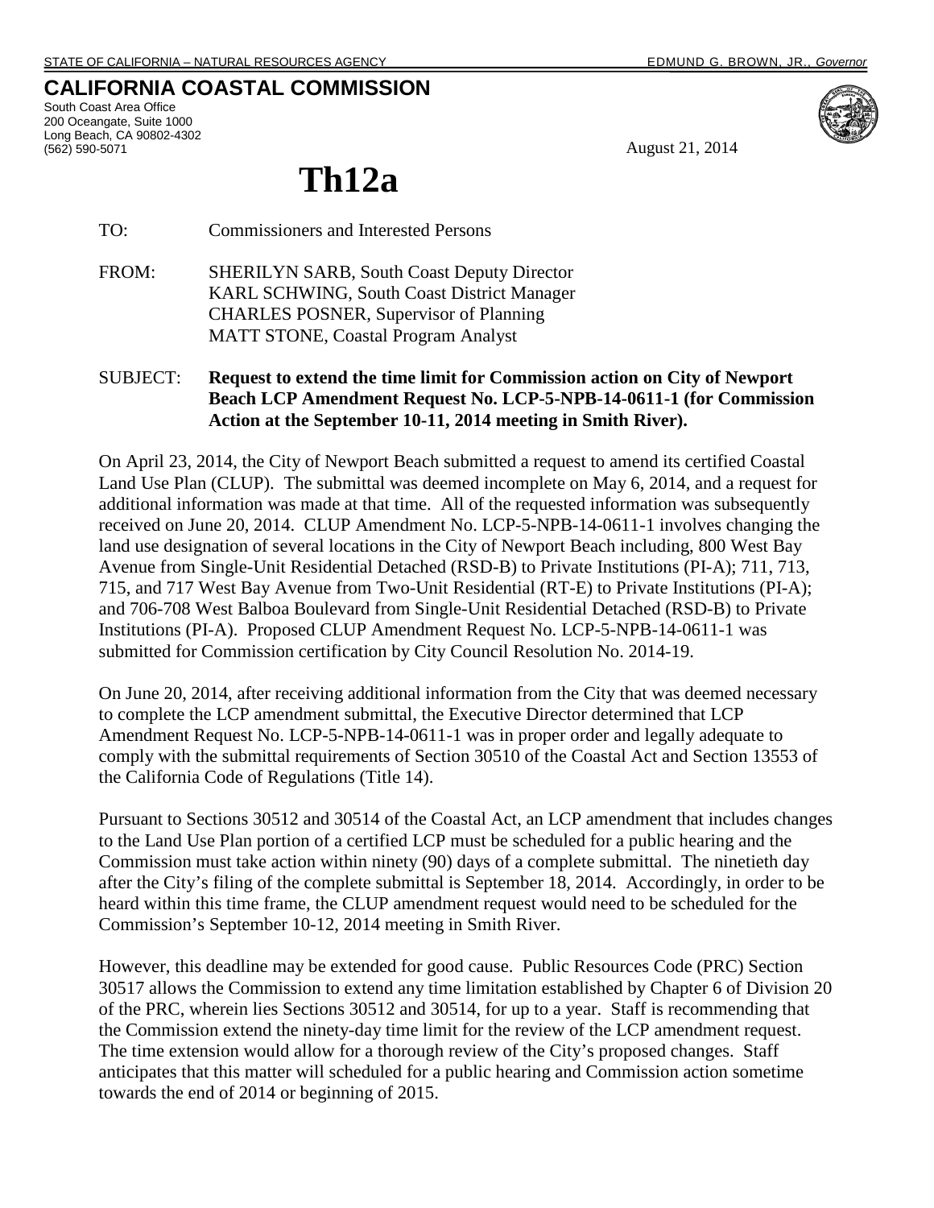STATE OF CALIFORNIA – NATURAL RESOURCES AGENCY EDMUND G. BROWN, JR., *Governor*

# CALIFORNIA COASTAL COMMISSION

South Coast Area Office
200 Oceangate, Suite 1000
Long Beach, CA 90802-4302
(562) 590-5071

August 21, 2014

# Th12a

TO: Commissioners and Interested Persons

FROM: SHERILYN SARB, South Coast Deputy Director
KARL SCHWING, South Coast District Manager
CHARLES POSNER, Supervisor of Planning
MATT STONE, Coastal Program Analyst

SUBJECT: **Request to extend the time limit for Commission action on City of Newport Beach LCP Amendment Request No. LCP-5-NPB-14-0611-1 (for Commission Action at the September 10-11, 2014 meeting in Smith River).**

On April 23, 2014, the City of Newport Beach submitted a request to amend its certified Coastal Land Use Plan (CLUP). The submittal was deemed incomplete on May 6, 2014, and a request for additional information was made at that time. All of the requested information was subsequently received on June 20, 2014. CLUP Amendment No. LCP-5-NPB-14-0611-1 involves changing the land use designation of several locations in the City of Newport Beach including, 800 West Bay Avenue from Single-Unit Residential Detached (RSD-B) to Private Institutions (PI-A); 711, 713, 715, and 717 West Bay Avenue from Two-Unit Residential (RT-E) to Private Institutions (PI-A); and 706-708 West Balboa Boulevard from Single-Unit Residential Detached (RSD-B) to Private Institutions (PI-A). Proposed CLUP Amendment Request No. LCP-5-NPB-14-0611-1 was submitted for Commission certification by City Council Resolution No. 2014-19.

On June 20, 2014, after receiving additional information from the City that was deemed necessary to complete the LCP amendment submittal, the Executive Director determined that LCP Amendment Request No. LCP-5-NPB-14-0611-1 was in proper order and legally adequate to comply with the submittal requirements of Section 30510 of the Coastal Act and Section 13553 of the California Code of Regulations (Title 14).

Pursuant to Sections 30512 and 30514 of the Coastal Act, an LCP amendment that includes changes to the Land Use Plan portion of a certified LCP must be scheduled for a public hearing and the Commission must take action within ninety (90) days of a complete submittal. The ninetieth day after the City's filing of the complete submittal is September 18, 2014. Accordingly, in order to be heard within this time frame, the CLUP amendment request would need to be scheduled for the Commission's September 10-12, 2014 meeting in Smith River.

However, this deadline may be extended for good cause. Public Resources Code (PRC) Section 30517 allows the Commission to extend any time limitation established by Chapter 6 of Division 20 of the PRC, wherein lies Sections 30512 and 30514, for up to a year. Staff is recommending that the Commission extend the ninety-day time limit for the review of the LCP amendment request. The time extension would allow for a thorough review of the City's proposed changes. Staff anticipates that this matter will scheduled for a public hearing and Commission action sometime towards the end of 2014 or beginning of 2015.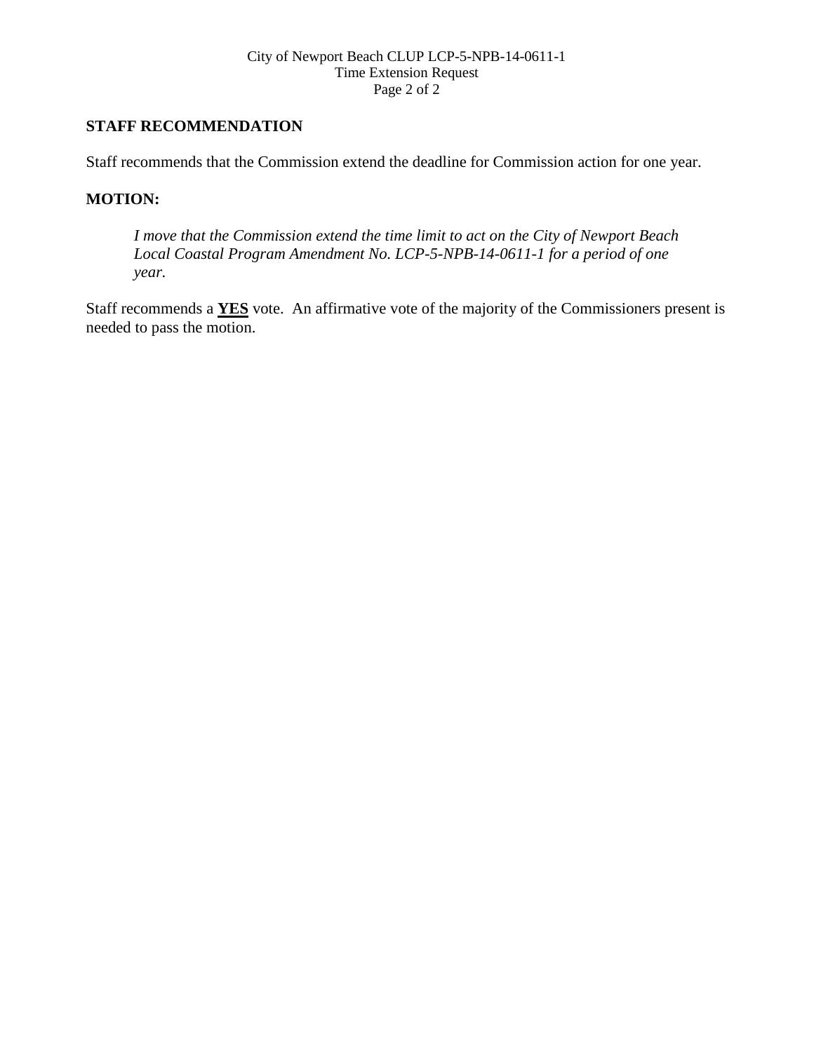**STAFF RECOMMENDATION**

Staff recommends that the Commission extend the deadline for Commission action for one year.

**MOTION:**

> *I move that the Commission extend the time limit to act on the City of Newport Beach Local Coastal Program Amendment No. LCP-5-NPB-14-0611-1 for a period of one year.*

Staff recommends a **YES** vote. An affirmative vote of the majority of the Commissioners present is needed to pass the motion.